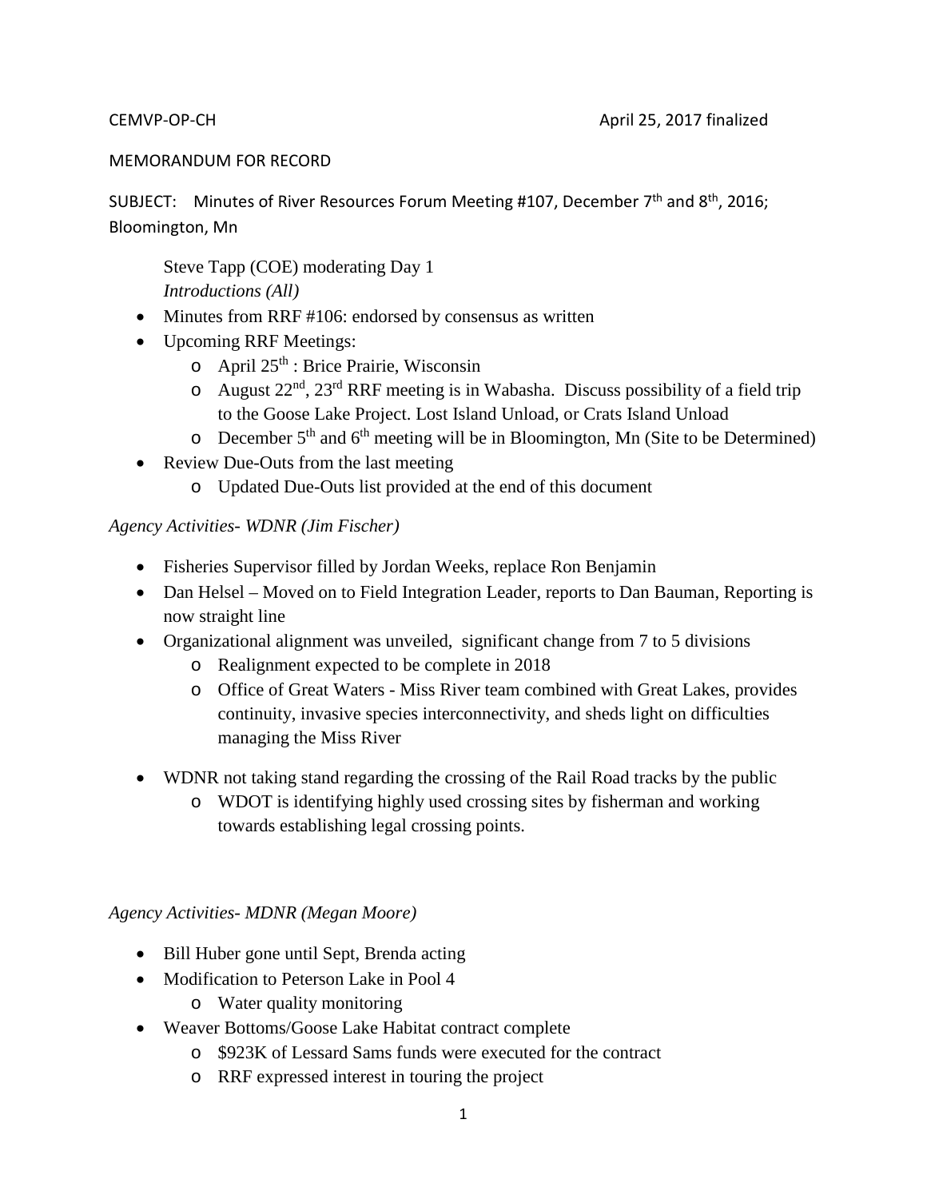CEMVP-OP-CH April 25, 2017 finalized

MEMORANDUM FOR RECORD

SUBJECT: Minutes of River Resources Forum Meeting #107, December 7th and 8th, 2016; Bloomington, Mn

Steve Tapp (COE) moderating Day 1

*Introductions (All)*

- Minutes from RRF #106: endorsed by consensus as written
- Upcoming RRF Meetings:
  - April 25th : Brice Prairie, Wisconsin
  - August 22nd, 23rd RRF meeting is in Wabasha. Discuss possibility of a field trip to the Goose Lake Project. Lost Island Unload, or Crats Island Unload
  - December 5th and 6th meeting will be in Bloomington, Mn (Site to be Determined)
- Review Due-Outs from the last meeting
  - Updated Due-Outs list provided at the end of this document

*Agency Activities- WDNR (Jim Fischer)*

- Fisheries Supervisor filled by Jordan Weeks, replace Ron Benjamin
- Dan Helsel – Moved on to Field Integration Leader, reports to Dan Bauman, Reporting is now straight line
- Organizational alignment was unveiled, significant change from 7 to 5 divisions
  - Realignment expected to be complete in 2018
  - Office of Great Waters - Miss River team combined with Great Lakes, provides continuity, invasive species interconnectivity, and sheds light on difficulties managing the Miss River
- WDNR not taking stand regarding the crossing of the Rail Road tracks by the public
  - WDOT is identifying highly used crossing sites by fisherman and working towards establishing legal crossing points.

*Agency Activities- MDNR (Megan Moore)*

- Bill Huber gone until Sept, Brenda acting
- Modification to Peterson Lake in Pool 4
  - Water quality monitoring
- Weaver Bottoms/Goose Lake Habitat contract complete
  - $923K of Lessard Sams funds were executed for the contract
  - RRF expressed interest in touring the project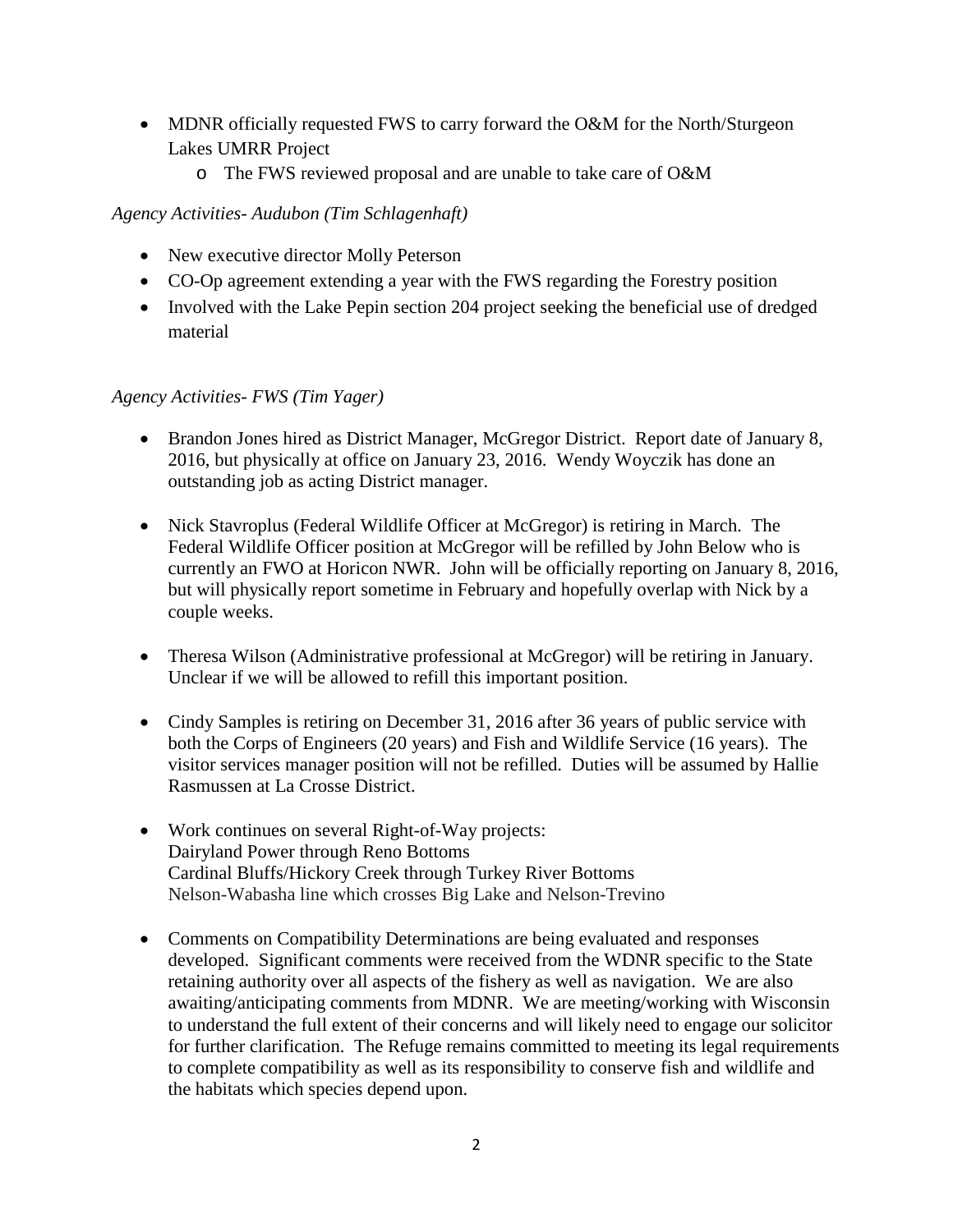- MDNR officially requested FWS to carry forward the O&M for the North/Sturgeon Lakes UMRR Project
  - The FWS reviewed proposal and are unable to take care of O&M

*Agency Activities- Audubon (Tim Schlagenhaft)*

- New executive director Molly Peterson
- CO-Op agreement extending a year with the FWS regarding the Forestry position
- Involved with the Lake Pepin section 204 project seeking the beneficial use of dredged material

*Agency Activities- FWS (Tim Yager)*

- Brandon Jones hired as District Manager, McGregor District. Report date of January 8, 2016, but physically at office on January 23, 2016. Wendy Woyczik has done an outstanding job as acting District manager.

- Nick Stavroplus (Federal Wildlife Officer at McGregor) is retiring in March. The Federal Wildlife Officer position at McGregor will be refilled by John Below who is currently an FWO at Horicon NWR. John will be officially reporting on January 8, 2016, but will physically report sometime in February and hopefully overlap with Nick by a couple weeks.

- Theresa Wilson (Administrative professional at McGregor) will be retiring in January. Unclear if we will be allowed to refill this important position.

- Cindy Samples is retiring on December 31, 2016 after 36 years of public service with both the Corps of Engineers (20 years) and Fish and Wildlife Service (16 years). The visitor services manager position will not be refilled. Duties will be assumed by Hallie Rasmussen at La Crosse District.

- Work continues on several Right-of-Way projects:
  Dairyland Power through Reno Bottoms
  Cardinal Bluffs/Hickory Creek through Turkey River Bottoms
  Nelson-Wabasha line which crosses Big Lake and Nelson-Trevino

- Comments on Compatibility Determinations are being evaluated and responses developed. Significant comments were received from the WDNR specific to the State retaining authority over all aspects of the fishery as well as navigation. We are also awaiting/anticipating comments from MDNR. We are meeting/working with Wisconsin to understand the full extent of their concerns and will likely need to engage our solicitor for further clarification. The Refuge remains committed to meeting its legal requirements to complete compatibility as well as its responsibility to conserve fish and wildlife and the habitats which species depend upon.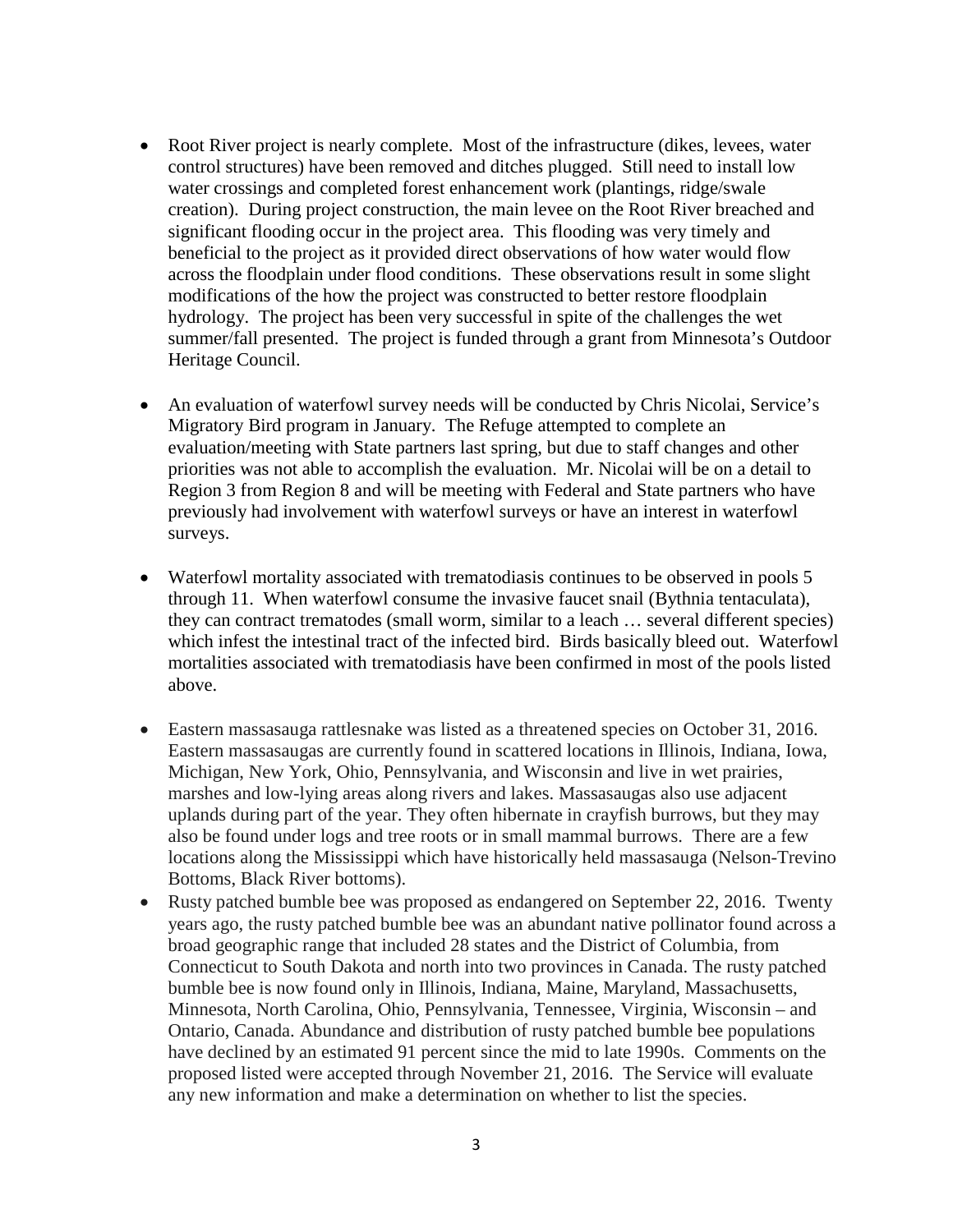- Root River project is nearly complete. Most of the infrastructure (dikes, levees, water control structures) have been removed and ditches plugged. Still need to install low water crossings and completed forest enhancement work (plantings, ridge/swale creation). During project construction, the main levee on the Root River breached and significant flooding occur in the project area. This flooding was very timely and beneficial to the project as it provided direct observations of how water would flow across the floodplain under flood conditions. These observations result in some slight modifications of the how the project was constructed to better restore floodplain hydrology. The project has been very successful in spite of the challenges the wet summer/fall presented. The project is funded through a grant from Minnesota's Outdoor Heritage Council.

- An evaluation of waterfowl survey needs will be conducted by Chris Nicolai, Service's Migratory Bird program in January. The Refuge attempted to complete an evaluation/meeting with State partners last spring, but due to staff changes and other priorities was not able to accomplish the evaluation. Mr. Nicolai will be on a detail to Region 3 from Region 8 and will be meeting with Federal and State partners who have previously had involvement with waterfowl surveys or have an interest in waterfowl surveys.

- Waterfowl mortality associated with trematodiasis continues to be observed in pools 5 through 11. When waterfowl consume the invasive faucet snail (Bythnia tentaculata), they can contract trematodes (small worm, similar to a leach … several different species) which infest the intestinal tract of the infected bird. Birds basically bleed out. Waterfowl mortalities associated with trematodiasis have been confirmed in most of the pools listed above.

- Eastern massasauga rattlesnake was listed as a threatened species on October 31, 2016. Eastern massasaugas are currently found in scattered locations in Illinois, Indiana, Iowa, Michigan, New York, Ohio, Pennsylvania, and Wisconsin and live in wet prairies, marshes and low-lying areas along rivers and lakes. Massasaugas also use adjacent uplands during part of the year. They often hibernate in crayfish burrows, but they may also be found under logs and tree roots or in small mammal burrows. There are a few locations along the Mississippi which have historically held massasauga (Nelson-Trevino Bottoms, Black River bottoms).
- Rusty patched bumble bee was proposed as endangered on September 22, 2016. Twenty years ago, the rusty patched bumble bee was an abundant native pollinator found across a broad geographic range that included 28 states and the District of Columbia, from Connecticut to South Dakota and north into two provinces in Canada. The rusty patched bumble bee is now found only in Illinois, Indiana, Maine, Maryland, Massachusetts, Minnesota, North Carolina, Ohio, Pennsylvania, Tennessee, Virginia, Wisconsin – and Ontario, Canada. Abundance and distribution of rusty patched bumble bee populations have declined by an estimated 91 percent since the mid to late 1990s. Comments on the proposed listed were accepted through November 21, 2016. The Service will evaluate any new information and make a determination on whether to list the species.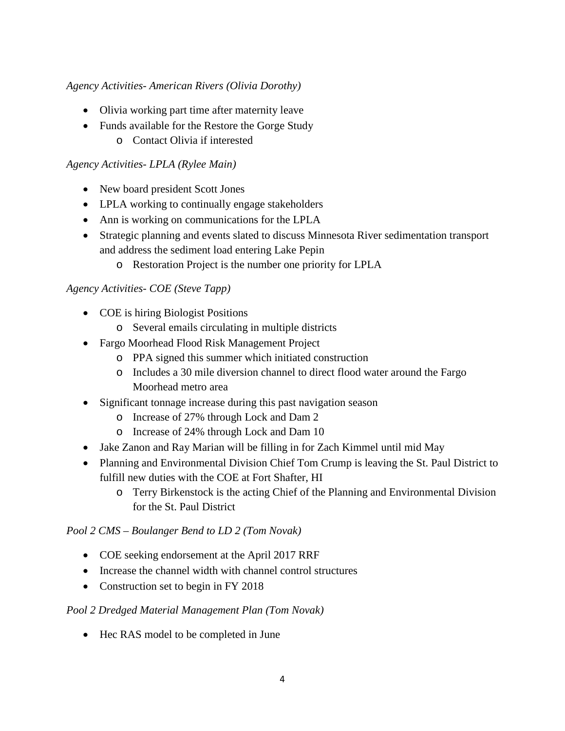*Agency Activities- American Rivers (Olivia Dorothy)*

- Olivia working part time after maternity leave
- Funds available for the Restore the Gorge Study
    - Contact Olivia if interested

*Agency Activities- LPLA (Rylee Main)*

- New board president Scott Jones
- LPLA working to continually engage stakeholders
- Ann is working on communications for the LPLA
- Strategic planning and events slated to discuss Minnesota River sedimentation transport and address the sediment load entering Lake Pepin
    - Restoration Project is the number one priority for LPLA

*Agency Activities- COE (Steve Tapp)*

- COE is hiring Biologist Positions
    - Several emails circulating in multiple districts
- Fargo Moorhead Flood Risk Management Project
    - PPA signed this summer which initiated construction
    - Includes a 30 mile diversion channel to direct flood water around the Fargo Moorhead metro area
- Significant tonnage increase during this past navigation season
    - Increase of 27% through Lock and Dam 2
    - Increase of 24% through Lock and Dam 10
- Jake Zanon and Ray Marian will be filling in for Zach Kimmel until mid May
- Planning and Environmental Division Chief Tom Crump is leaving the St. Paul District to fulfill new duties with the COE at Fort Shafter, HI
    - Terry Birkenstock is the acting Chief of the Planning and Environmental Division for the St. Paul District

*Pool 2 CMS – Boulanger Bend to LD 2 (Tom Novak)*

- COE seeking endorsement at the April 2017 RRF
- Increase the channel width with channel control structures
- Construction set to begin in FY 2018

*Pool 2 Dredged Material Management Plan (Tom Novak)*

- Hec RAS model to be completed in June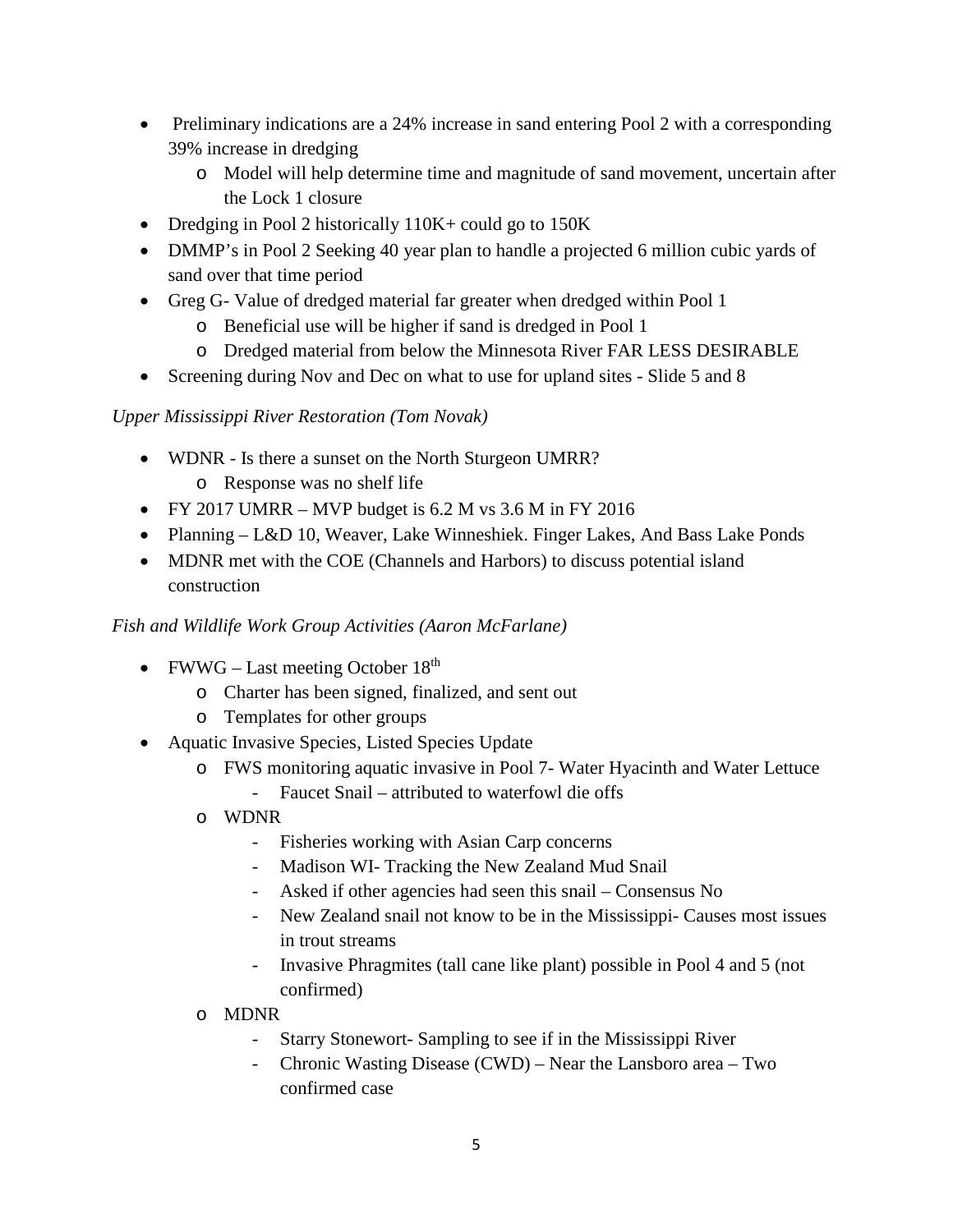- Preliminary indications are a 24% increase in sand entering Pool 2 with a corresponding 39% increase in dredging
    - Model will help determine time and magnitude of sand movement, uncertain after the Lock 1 closure
- Dredging in Pool 2 historically 110K+ could go to 150K
- DMMP's in Pool 2 Seeking 40 year plan to handle a projected 6 million cubic yards of sand over that time period
- Greg G- Value of dredged material far greater when dredged within Pool 1
    - Beneficial use will be higher if sand is dredged in Pool 1
    - Dredged material from below the Minnesota River FAR LESS DESIRABLE
- Screening during Nov and Dec on what to use for upland sites - Slide 5 and 8

*Upper Mississippi River Restoration (Tom Novak)*

- WDNR - Is there a sunset on the North Sturgeon UMRR?
    - Response was no shelf life
- FY 2017 UMRR – MVP budget is 6.2 M vs 3.6 M in FY 2016
- Planning – L&D 10, Weaver, Lake Winneshiek. Finger Lakes, And Bass Lake Ponds
- MDNR met with the COE (Channels and Harbors) to discuss potential island construction

*Fish and Wildlife Work Group Activities (Aaron McFarlane)*

- FWWG – Last meeting October 18th
    - Charter has been signed, finalized, and sent out
    - Templates for other groups
- Aquatic Invasive Species, Listed Species Update
    - FWS monitoring aquatic invasive in Pool 7- Water Hyacinth and Water Lettuce
        - Faucet Snail – attributed to waterfowl die offs
    - WDNR
        - Fisheries working with Asian Carp concerns
        - Madison WI- Tracking the New Zealand Mud Snail
        - Asked if other agencies had seen this snail – Consensus No
        - New Zealand snail not know to be in the Mississippi- Causes most issues in trout streams
        - Invasive Phragmites (tall cane like plant) possible in Pool 4 and 5 (not confirmed)
    - MDNR
        - Starry Stonewort- Sampling to see if in the Mississippi River
        - Chronic Wasting Disease (CWD) – Near the Lansboro area – Two confirmed case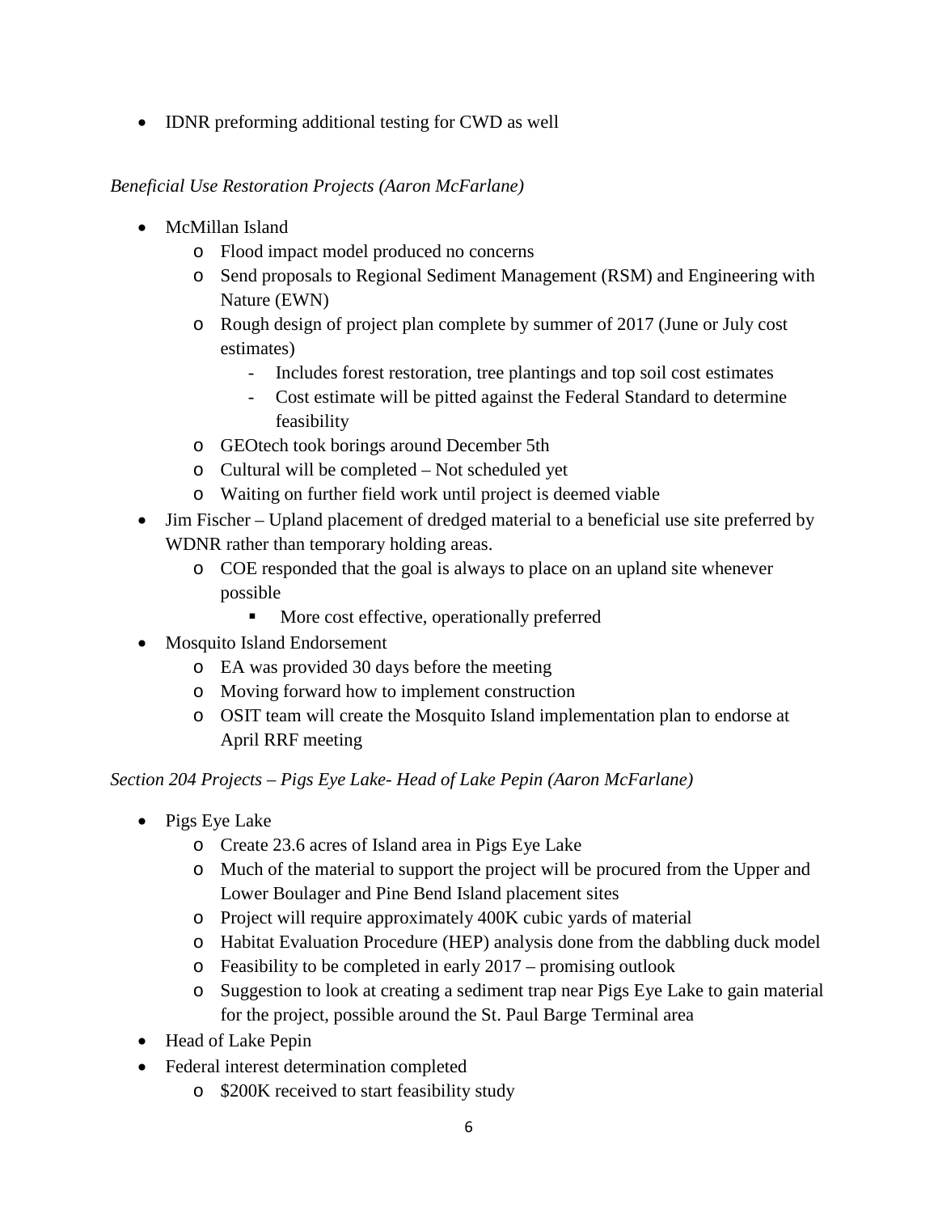- IDNR preforming additional testing for CWD as well

*Beneficial Use Restoration Projects (Aaron McFarlane)*

- McMillan Island
  - Flood impact model produced no concerns
  - Send proposals to Regional Sediment Management (RSM) and Engineering with Nature (EWN)
  - Rough design of project plan complete by summer of 2017 (June or July cost estimates)
    - Includes forest restoration, tree plantings and top soil cost estimates
    - Cost estimate will be pitted against the Federal Standard to determine feasibility
  - GEOtech took borings around December 5th
  - Cultural will be completed – Not scheduled yet
  - Waiting on further field work until project is deemed viable
- Jim Fischer – Upland placement of dredged material to a beneficial use site preferred by WDNR rather than temporary holding areas.
  - COE responded that the goal is always to place on an upland site whenever possible
    - More cost effective, operationally preferred
- Mosquito Island Endorsement
  - EA was provided 30 days before the meeting
  - Moving forward how to implement construction
  - OSIT team will create the Mosquito Island implementation plan to endorse at April RRF meeting

*Section 204 Projects – Pigs Eye Lake- Head of Lake Pepin (Aaron McFarlane)*

- Pigs Eye Lake
  - Create 23.6 acres of Island area in Pigs Eye Lake
  - Much of the material to support the project will be procured from the Upper and Lower Boulager and Pine Bend Island placement sites
  - Project will require approximately 400K cubic yards of material
  - Habitat Evaluation Procedure (HEP) analysis done from the dabbling duck model
  - Feasibility to be completed in early 2017 – promising outlook
  - Suggestion to look at creating a sediment trap near Pigs Eye Lake to gain material for the project, possible around the St. Paul Barge Terminal area
- Head of Lake Pepin
- Federal interest determination completed
  - $200K received to start feasibility study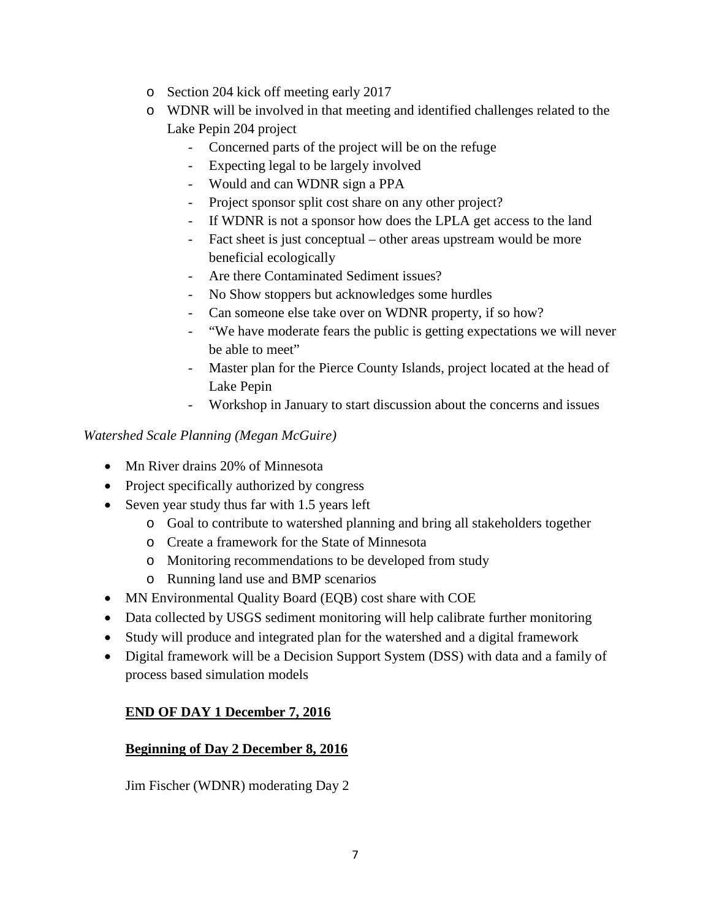- Section 204 kick off meeting early 2017
  - WDNR will be involved in that meeting and identified challenges related to the Lake Pepin 204 project
    - Concerned parts of the project will be on the refuge
    - Expecting legal to be largely involved
    - Would and can WDNR sign a PPA
    - Project sponsor split cost share on any other project?
    - If WDNR is not a sponsor how does the LPLA get access to the land
    - Fact sheet is just conceptual – other areas upstream would be more beneficial ecologically
    - Are there Contaminated Sediment issues?
    - No Show stoppers but acknowledges some hurdles
    - Can someone else take over on WDNR property, if so how?
    - "We have moderate fears the public is getting expectations we will never be able to meet"
    - Master plan for the Pierce County Islands, project located at the head of Lake Pepin
    - Workshop in January to start discussion about the concerns and issues

*Watershed Scale Planning (Megan McGuire)*

- Mn River drains 20% of Minnesota
- Project specifically authorized by congress
- Seven year study thus far with 1.5 years left
  - Goal to contribute to watershed planning and bring all stakeholders together
  - Create a framework for the State of Minnesota
  - Monitoring recommendations to be developed from study
  - Running land use and BMP scenarios
- MN Environmental Quality Board (EQB) cost share with COE
- Data collected by USGS sediment monitoring will help calibrate further monitoring
- Study will produce and integrated plan for the watershed and a digital framework
- Digital framework will be a Decision Support System (DSS) with data and a family of process based simulation models

**END OF DAY 1 December 7, 2016**

**Beginning of Day 2 December 8, 2016**

Jim Fischer (WDNR) moderating Day 2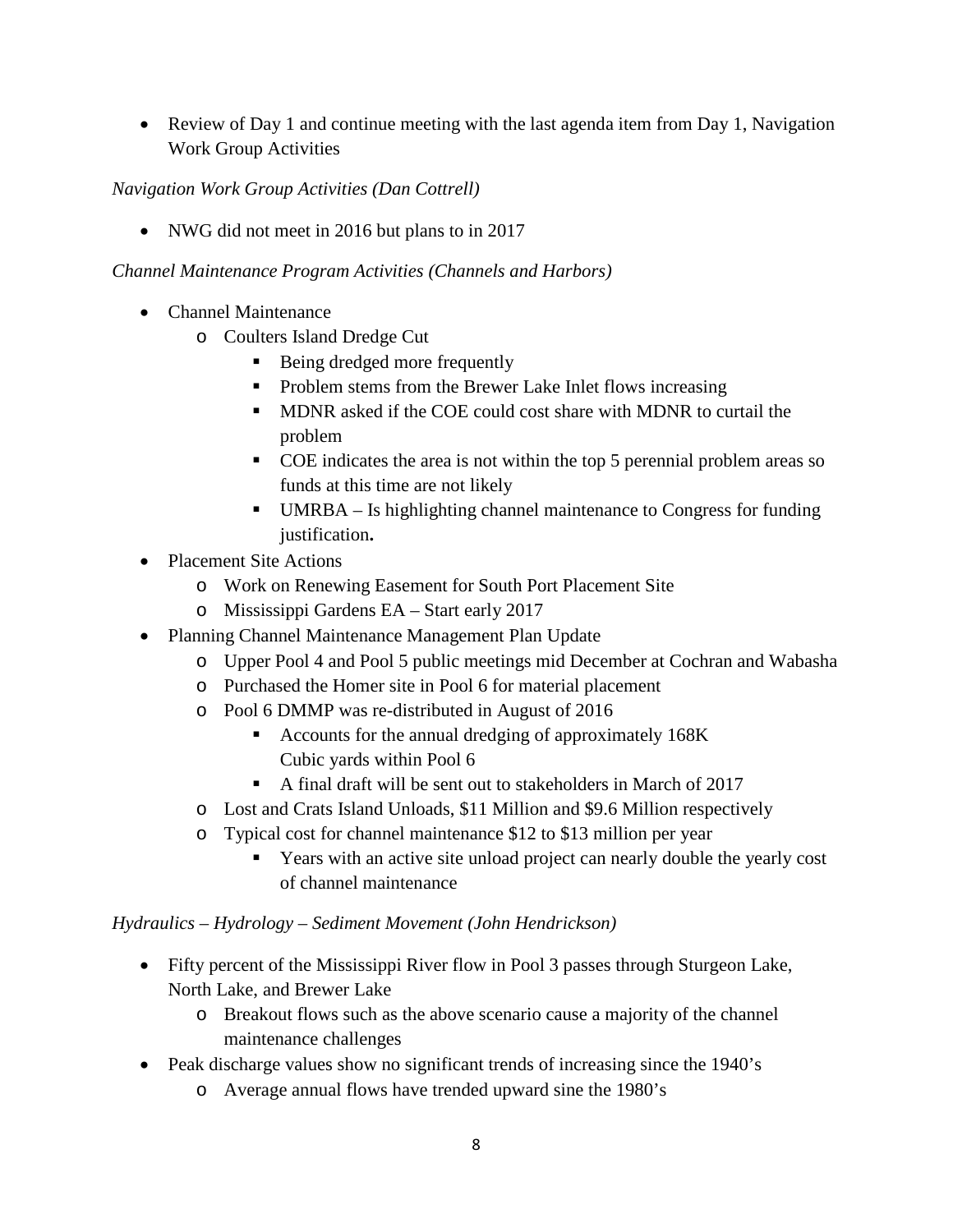- Review of Day 1 and continue meeting with the last agenda item from Day 1, Navigation Work Group Activities

*Navigation Work Group Activities (Dan Cottrell)*

- NWG did not meet in 2016 but plans to in 2017

*Channel Maintenance Program Activities (Channels and Harbors)*

- Channel Maintenance
    - Coulters Island Dredge Cut
        - Being dredged more frequently
        - Problem stems from the Brewer Lake Inlet flows increasing
        - MDNR asked if the COE could cost share with MDNR to curtail the problem
        - COE indicates the area is not within the top 5 perennial problem areas so funds at this time are not likely
        - UMRBA – Is highlighting channel maintenance to Congress for funding justification**.**
- Placement Site Actions
    - Work on Renewing Easement for South Port Placement Site
    - Mississippi Gardens EA – Start early 2017
- Planning Channel Maintenance Management Plan Update
    - Upper Pool 4 and Pool 5 public meetings mid December at Cochran and Wabasha
    - Purchased the Homer site in Pool 6 for material placement
    - Pool 6 DMMP was re-distributed in August of 2016
        - Accounts for the annual dredging of approximately 168K Cubic yards within Pool 6
        - A final draft will be sent out to stakeholders in March of 2017
    - Lost and Crats Island Unloads, $11 Million and $9.6 Million respectively
    - Typical cost for channel maintenance $12 to $13 million per year
        - Years with an active site unload project can nearly double the yearly cost of channel maintenance

*Hydraulics – Hydrology – Sediment Movement (John Hendrickson)*

- Fifty percent of the Mississippi River flow in Pool 3 passes through Sturgeon Lake, North Lake, and Brewer Lake
    - Breakout flows such as the above scenario cause a majority of the channel maintenance challenges
- Peak discharge values show no significant trends of increasing since the 1940's
    - Average annual flows have trended upward sine the 1980's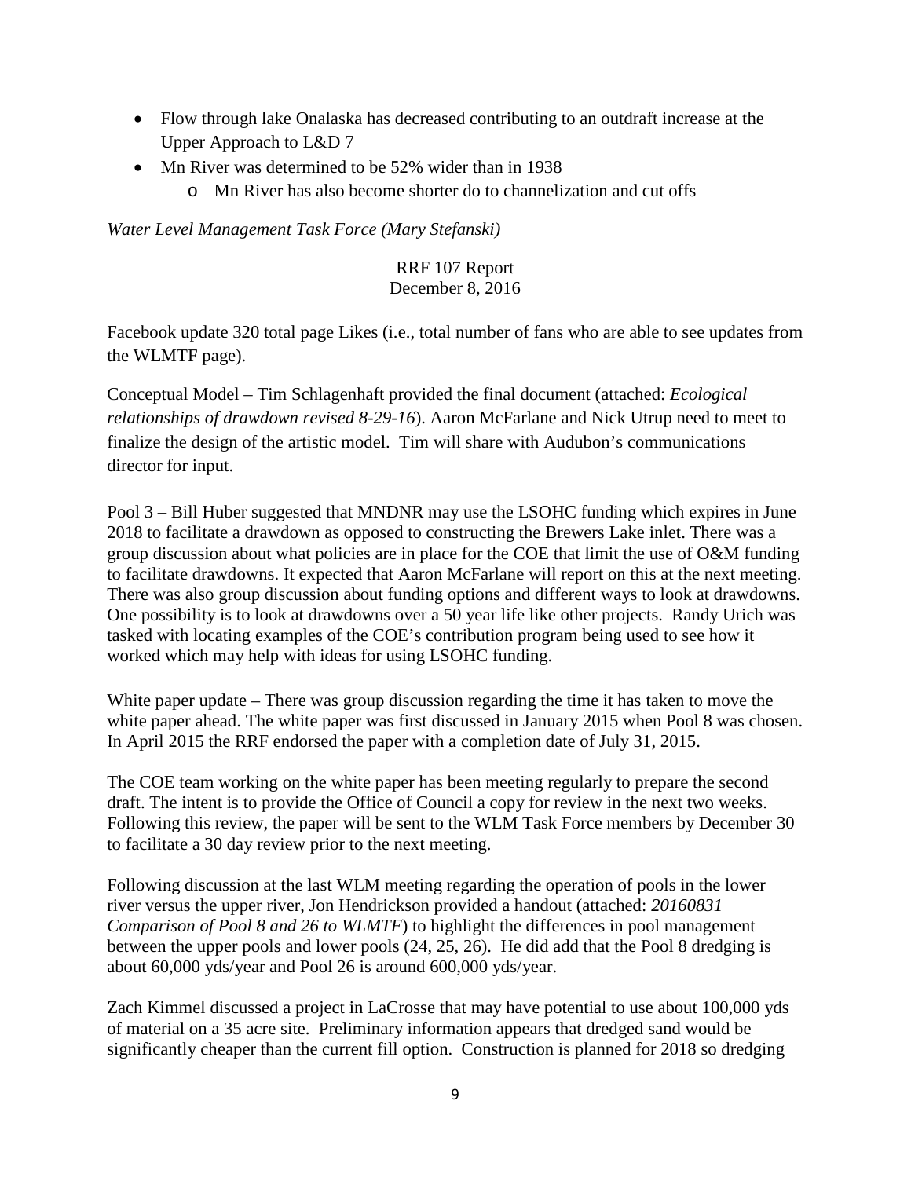- Flow through lake Onalaska has decreased contributing to an outdraft increase at the Upper Approach to L&D 7
- Mn River was determined to be 52% wider than in 1938
    - Mn River has also become shorter do to channelization and cut offs

*Water Level Management Task Force (Mary Stefanski)*

RRF 107 Report
December 8, 2016

Facebook update 320 total page Likes (i.e., total number of fans who are able to see updates from the WLMTF page).

Conceptual Model – Tim Schlagenhaft provided the final document (attached: *Ecological relationships of drawdown revised 8-29-16*). Aaron McFarlane and Nick Utrup need to meet to finalize the design of the artistic model. Tim will share with Audubon's communications director for input.

Pool 3 – Bill Huber suggested that MNDNR may use the LSOHC funding which expires in June 2018 to facilitate a drawdown as opposed to constructing the Brewers Lake inlet. There was a group discussion about what policies are in place for the COE that limit the use of O&M funding to facilitate drawdowns. It expected that Aaron McFarlane will report on this at the next meeting. There was also group discussion about funding options and different ways to look at drawdowns. One possibility is to look at drawdowns over a 50 year life like other projects. Randy Urich was tasked with locating examples of the COE's contribution program being used to see how it worked which may help with ideas for using LSOHC funding.

White paper update – There was group discussion regarding the time it has taken to move the white paper ahead. The white paper was first discussed in January 2015 when Pool 8 was chosen. In April 2015 the RRF endorsed the paper with a completion date of July 31, 2015.

The COE team working on the white paper has been meeting regularly to prepare the second draft. The intent is to provide the Office of Council a copy for review in the next two weeks. Following this review, the paper will be sent to the WLM Task Force members by December 30 to facilitate a 30 day review prior to the next meeting.

Following discussion at the last WLM meeting regarding the operation of pools in the lower river versus the upper river, Jon Hendrickson provided a handout (attached: *20160831 Comparison of Pool 8 and 26 to WLMTF*) to highlight the differences in pool management between the upper pools and lower pools (24, 25, 26). He did add that the Pool 8 dredging is about 60,000 yds/year and Pool 26 is around 600,000 yds/year.

Zach Kimmel discussed a project in LaCrosse that may have potential to use about 100,000 yds of material on a 35 acre site. Preliminary information appears that dredged sand would be significantly cheaper than the current fill option. Construction is planned for 2018 so dredging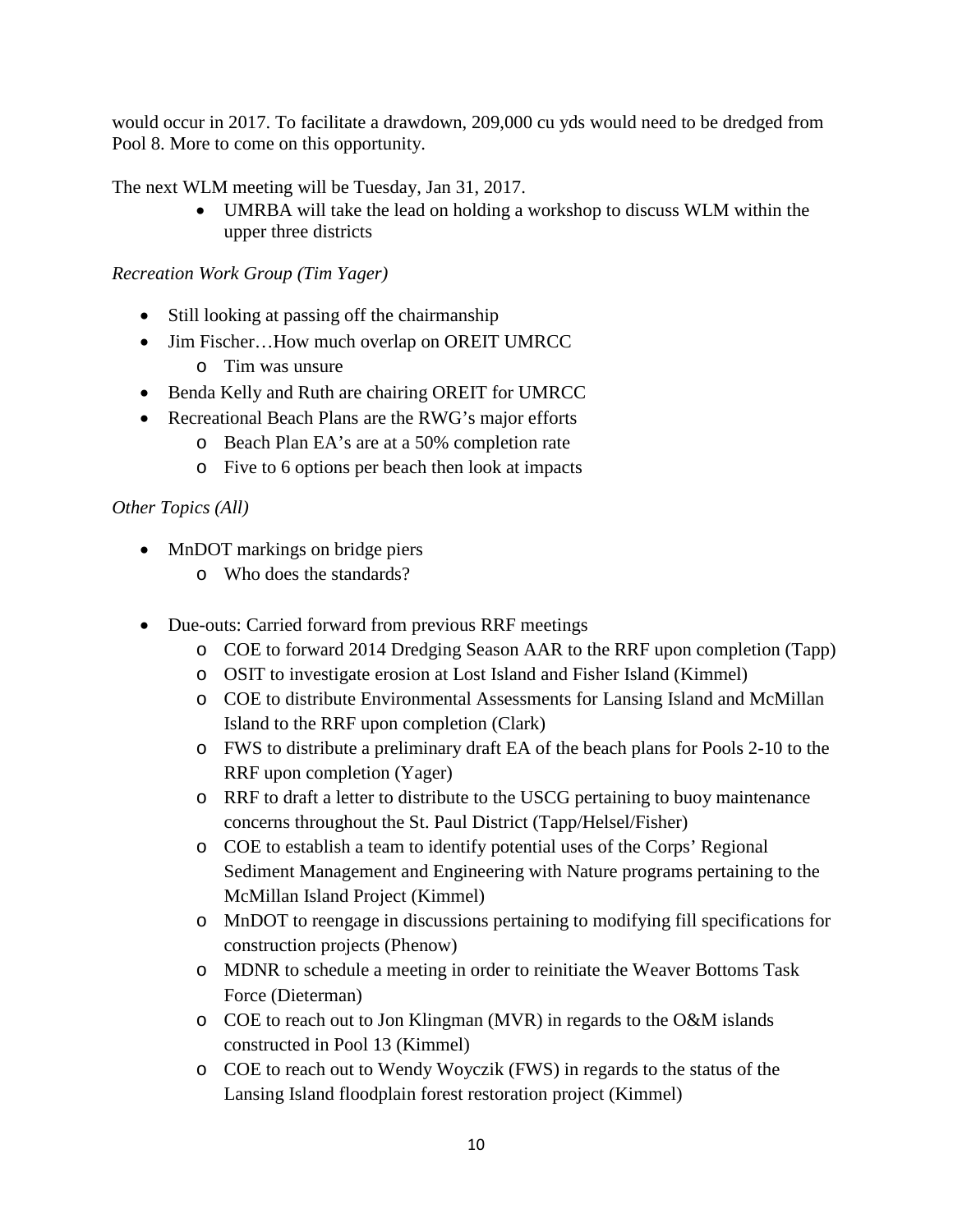would occur in 2017. To facilitate a drawdown, 209,000 cu yds would need to be dredged from Pool 8. More to come on this opportunity.

The next WLM meeting will be Tuesday, Jan 31, 2017.

- UMRBA will take the lead on holding a workshop to discuss WLM within the upper three districts

*Recreation Work Group (Tim Yager)*

- Still looking at passing off the chairmanship
- Jim Fischer…How much overlap on OREIT UMRCC
  - Tim was unsure
- Benda Kelly and Ruth are chairing OREIT for UMRCC
- Recreational Beach Plans are the RWG's major efforts
  - Beach Plan EA's are at a 50% completion rate
  - Five to 6 options per beach then look at impacts

*Other Topics (All)*

- MnDOT markings on bridge piers
  - Who does the standards?

- Due-outs: Carried forward from previous RRF meetings
  - COE to forward 2014 Dredging Season AAR to the RRF upon completion (Tapp)
  - OSIT to investigate erosion at Lost Island and Fisher Island (Kimmel)
  - COE to distribute Environmental Assessments for Lansing Island and McMillan Island to the RRF upon completion (Clark)
  - FWS to distribute a preliminary draft EA of the beach plans for Pools 2-10 to the RRF upon completion (Yager)
  - RRF to draft a letter to distribute to the USCG pertaining to buoy maintenance concerns throughout the St. Paul District (Tapp/Helsel/Fisher)
  - COE to establish a team to identify potential uses of the Corps' Regional Sediment Management and Engineering with Nature programs pertaining to the McMillan Island Project (Kimmel)
  - MnDOT to reengage in discussions pertaining to modifying fill specifications for construction projects (Phenow)
  - MDNR to schedule a meeting in order to reinitiate the Weaver Bottoms Task Force (Dieterman)
  - COE to reach out to Jon Klingman (MVR) in regards to the O&M islands constructed in Pool 13 (Kimmel)
  - COE to reach out to Wendy Woyczik (FWS) in regards to the status of the Lansing Island floodplain forest restoration project (Kimmel)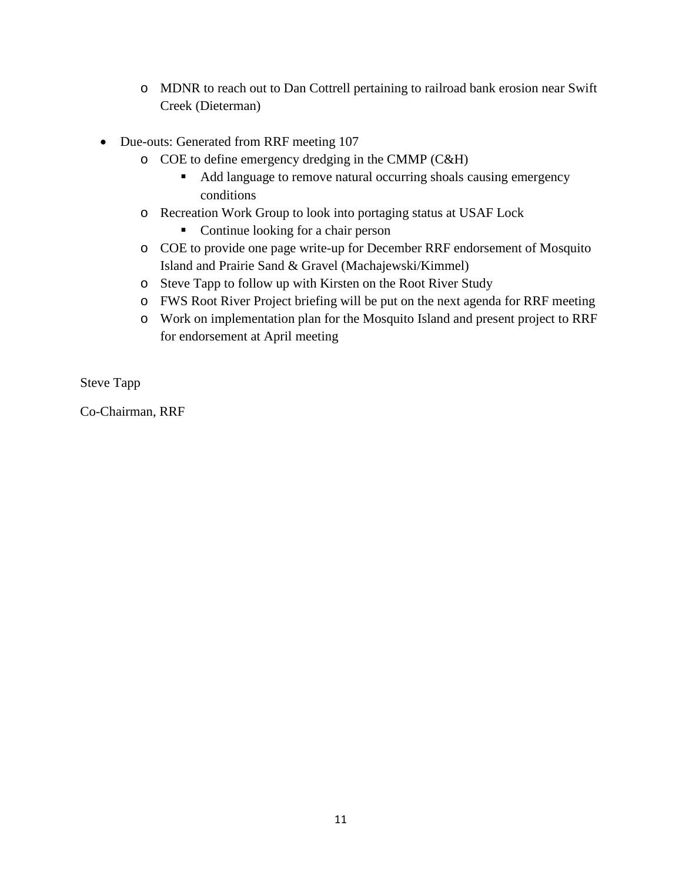- MDNR to reach out to Dan Cottrell pertaining to railroad bank erosion near Swift Creek (Dieterman)

- Due-outs: Generated from RRF meeting 107
  - COE to define emergency dredging in the CMMP (C&H)
    - Add language to remove natural occurring shoals causing emergency conditions
  - Recreation Work Group to look into portaging status at USAF Lock
    - Continue looking for a chair person
  - COE to provide one page write-up for December RRF endorsement of Mosquito Island and Prairie Sand & Gravel (Machajewski/Kimmel)
  - Steve Tapp to follow up with Kirsten on the Root River Study
  - FWS Root River Project briefing will be put on the next agenda for RRF meeting
  - Work on implementation plan for the Mosquito Island and present project to RRF for endorsement at April meeting

Steve Tapp

Co-Chairman, RRF